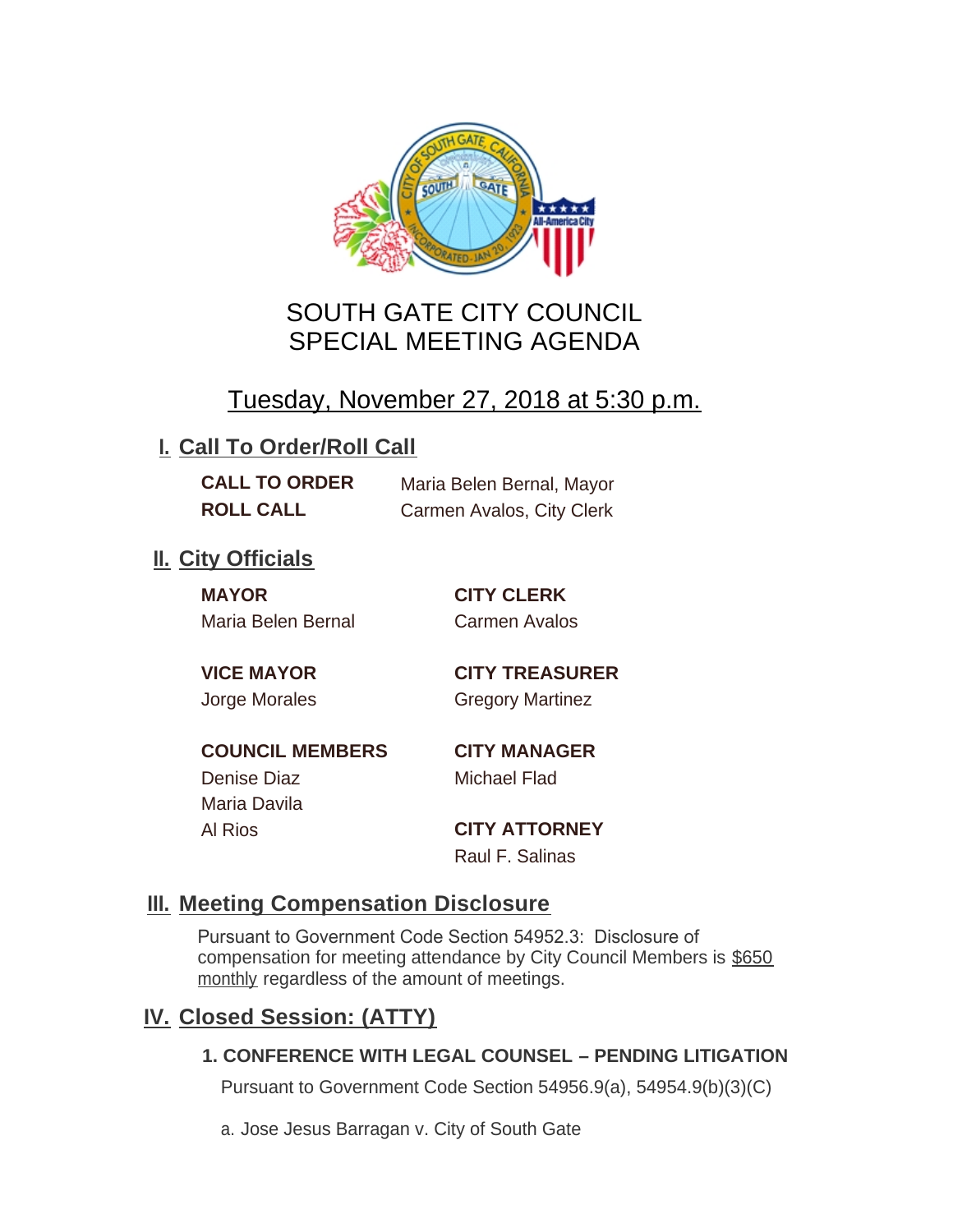# SOUTH GATE CITY COUNCIL
# SPECIAL MEETING AGENDA

## Tuesday, November 27, 2018 at 5:30 p.m.

## I. Call To Order/Roll Call

**CALL TO ORDER** Maria Belen Bernal, Mayor
**ROLL CALL** Carmen Avalos, City Clerk

## II. City Officials

**MAYOR**
Maria Belen Bernal

**VICE MAYOR**
Jorge Morales

**COUNCIL MEMBERS**
Denise Diaz
Maria Davila
Al Rios

**CITY CLERK**
Carmen Avalos

**CITY TREASURER**
Gregory Martinez

**CITY MANAGER**
Michael Flad

**CITY ATTORNEY**
Raul F. Salinas

## III. Meeting Compensation Disclosure

Pursuant to Government Code Section 54952.3: Disclosure of compensation for meeting attendance by City Council Members is $650 monthly regardless of the amount of meetings.

## IV. Closed Session: (ATTY)

### 1. CONFERENCE WITH LEGAL COUNSEL – PENDING LITIGATION

Pursuant to Government Code Section 54956.9(a), 54954.9(b)(3)(C)

a. Jose Jesus Barragan v. City of South Gate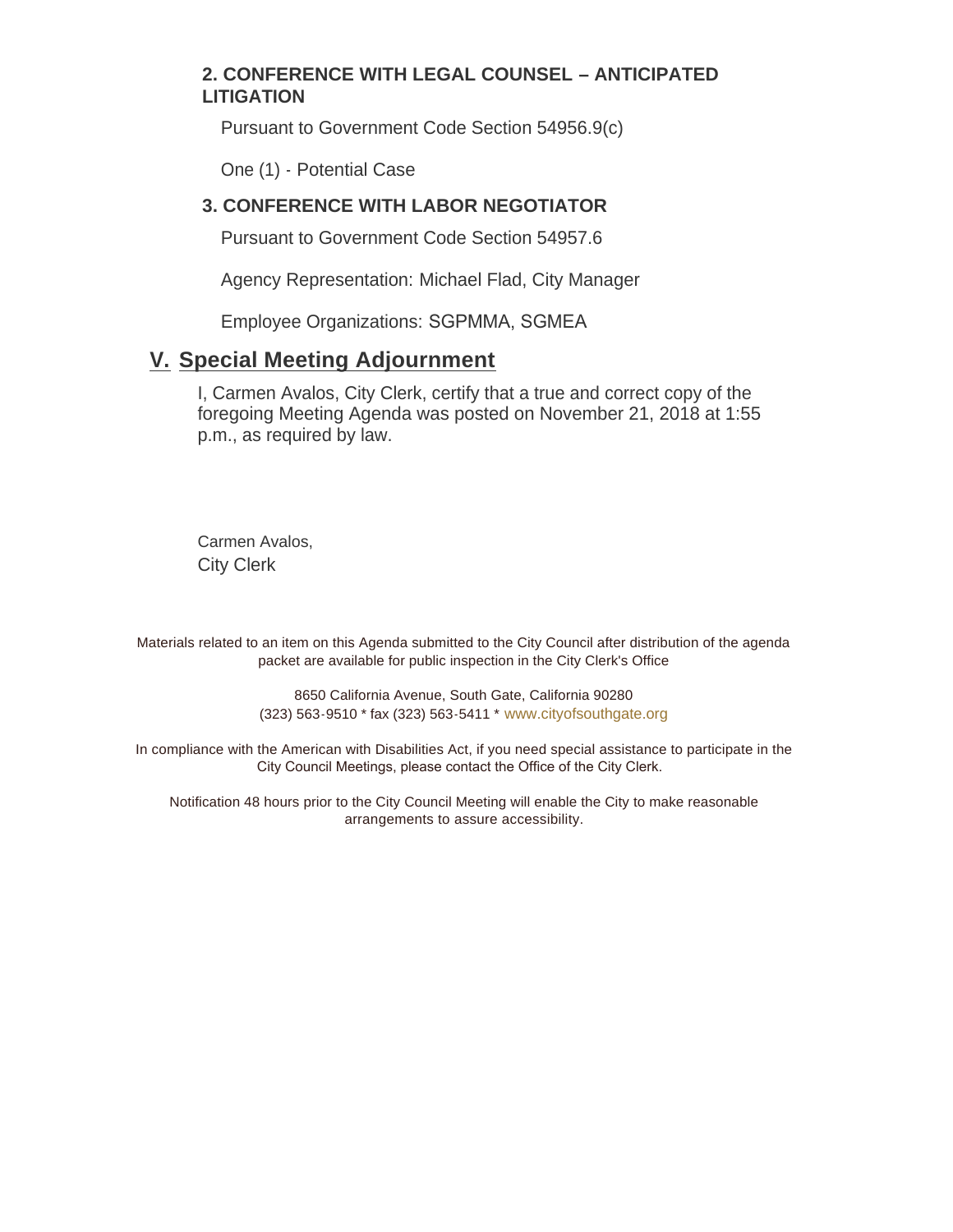### 2. CONFERENCE WITH LEGAL COUNSEL – ANTICIPATED LITIGATION

Pursuant to Government Code Section 54956.9(c)

One (1) - Potential Case

### 3. CONFERENCE WITH LABOR NEGOTIATOR

Pursuant to Government Code Section 54957.6

Agency Representation: Michael Flad, City Manager

Employee Organizations: SGPMMA, SGMEA

## V. Special Meeting Adjournment

I, Carmen Avalos, City Clerk, certify that a true and correct copy of the foregoing Meeting Agenda was posted on November 21, 2018 at 1:55 p.m., as required by law.

Carmen Avalos,
City Clerk

Materials related to an item on this Agenda submitted to the City Council after distribution of the agenda packet are available for public inspection in the City Clerk's Office

8650 California Avenue, South Gate, California 90280
(323) 563-9510 * fax (323) 563-5411 * www.cityofsouthgate.org

In compliance with the American with Disabilities Act, if you need special assistance to participate in the City Council Meetings, please contact the Office of the City Clerk.

Notification 48 hours prior to the City Council Meeting will enable the City to make reasonable arrangements to assure accessibility.